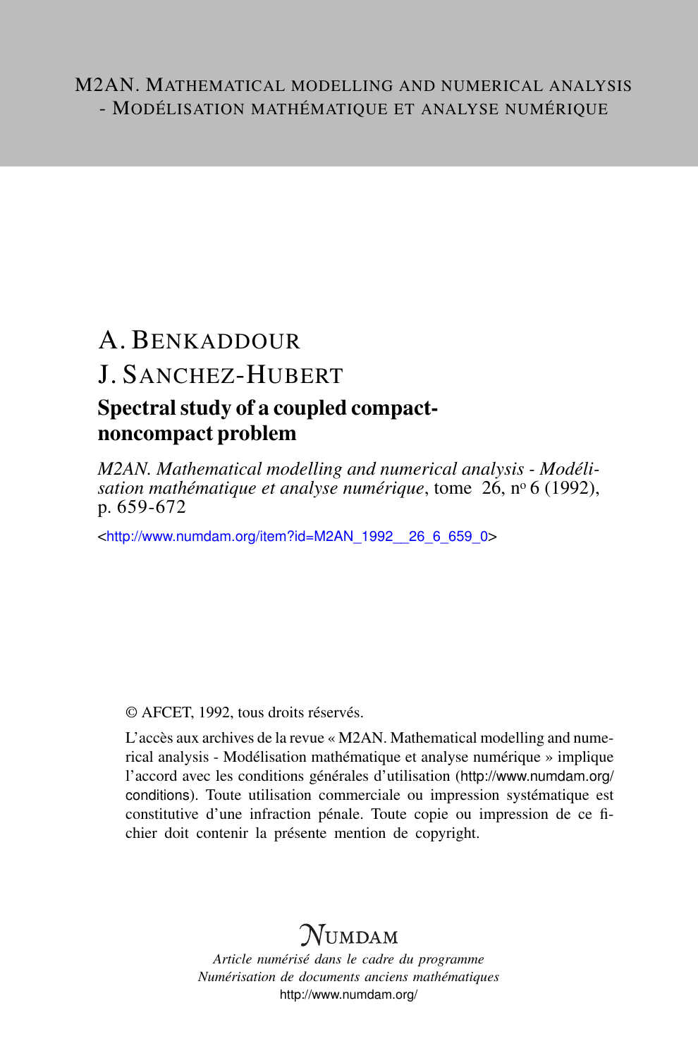M2AN. MATHEMATICAL MODELLING AND NUMERICAL ANALYSIS - MODÉLISATION MATHÉMATIQUE ET ANALYSE NUMÉRIQUE

A. BENKADDOUR

J. SANCHEZ-HUBERT

# Spectral study of a coupled compact-noncompact problem

*M2AN. Mathematical modelling and numerical analysis - Modélisation mathématique et analyse numérique*, tome 26, nº 6 (1992), p. 659-672

<http://www.numdam.org/item?id=M2AN_1992__26_6_659_0>

© AFCET, 1992, tous droits réservés.

L'accès aux archives de la revue « M2AN. Mathematical modelling and numerical analysis - Modélisation mathématique et analyse numérique » implique l'accord avec les conditions générales d'utilisation (http://www.numdam.org/conditions). Toute utilisation commerciale ou impression systématique est constitutive d'une infraction pénale. Toute copie ou impression de ce fichier doit contenir la présente mention de copyright.

NUMDAM

*Article numérisé dans le cadre du programme Numérisation de documents anciens mathématiques*
http://www.numdam.org/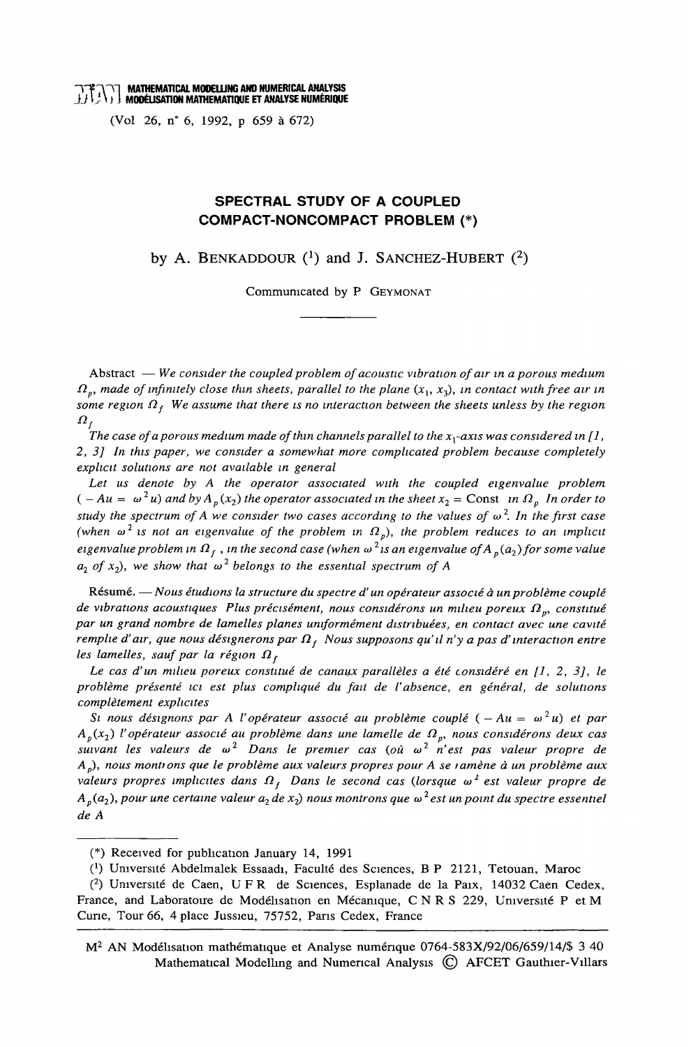# SPECTRAL STUDY OF A COUPLED COMPACT-NONCOMPACT PROBLEM (*)

by A. BENKADDOUR ([1]) and J. SANCHEZ-HUBERT ([2])

Communicated by P GEYMONAT

---

Abstract — *We consider the coupled problem of acoustic vibration of air in a porous medium $\Omega_p$, made of infinitely close thin sheets, parallel to the plane $(x_1, x_3)$, in contact with free air in some region $\Omega_f$. We assume that there is no interaction between the sheets unless by the region $\Omega_f$.*

*The case of a porous medium made of thin channels parallel to the $x_1$-axis was considered in [1, 2, 3]. In this paper, we consider a somewhat more complicated problem because completely explicit solutions are not available in general.*

*Let us denote by $A$ the operator associated with the coupled eigenvalue problem $(-Au = \omega^2 u)$ and by $A_p(x_2)$ the operator associated in the sheet $x_2 = \text{Const}$ in $\Omega_p$. In order to study the spectrum of $A$ we consider two cases according to the values of $\omega^2$. In the first case (when $\omega^2$ is not an eigenvalue of the problem in $\Omega_p$), the problem reduces to an implicit eigenvalue problem in $\Omega_f$, in the second case (when $\omega^2$ is an eigenvalue of $A_p(a_2)$ for some value $a_2$ of $x_2$), we show that $\omega^2$ belongs to the essential spectrum of $A$.*

Résumé. — *Nous étudions la structure du spectre d'un opérateur associé à un problème couplé de vibrations acoustiques. Plus précisément, nous considérons un milieu poreux $\Omega_p$, constitué par un grand nombre de lamelles planes uniformément distribuées, en contact avec une cavité remplie d'air, que nous désignerons par $\Omega_f$. Nous supposons qu'il n'y a pas d'interaction entre les lamelles, sauf par la région $\Omega_f$.*

*Le cas d'un milieu poreux constitué de canaux parallèles a été considéré en [1, 2, 3], le problème présenté ici est plus compliqué du fait de l'absence, en général, de solutions complètement explicites.*

*Si nous désignons par $A$ l'opérateur associé au problème couplé $(-Au = \omega^2 u)$ et par $A_p(x_2)$ l'opérateur associé au problème dans une lamelle de $\Omega_p$, nous considérons deux cas suivant les valeurs de $\omega^2$. Dans le premier cas (où $\omega^2$ n'est pas valeur propre de $A_p$), nous montrons que le problème aux valeurs propres pour $A$ se ramène à un problème aux valeurs propres implicites dans $\Omega_f$. Dans le second cas (lorsque $\omega^2$ est valeur propre de $A_p(a_2)$, pour une certaine valeur $a_2$ de $x_2$) nous montrons que $\omega^2$ est un point du spectre essentiel de $A$.*

---

(*) Received for publication January 14, 1991

([1]) Université Abdelmalek Essaadi, Faculté des Sciences, B P 2121, Tetouan, Maroc

([2]) Université de Caen, U F R de Sciences, Esplanade de la Paix, 14032 Caen Cedex, France, and Laboratoire de Modélisation en Mécanique, C N R S 229, Université P et M Curie, Tour 66, 4 place Jussieu, 75752, Paris Cedex, France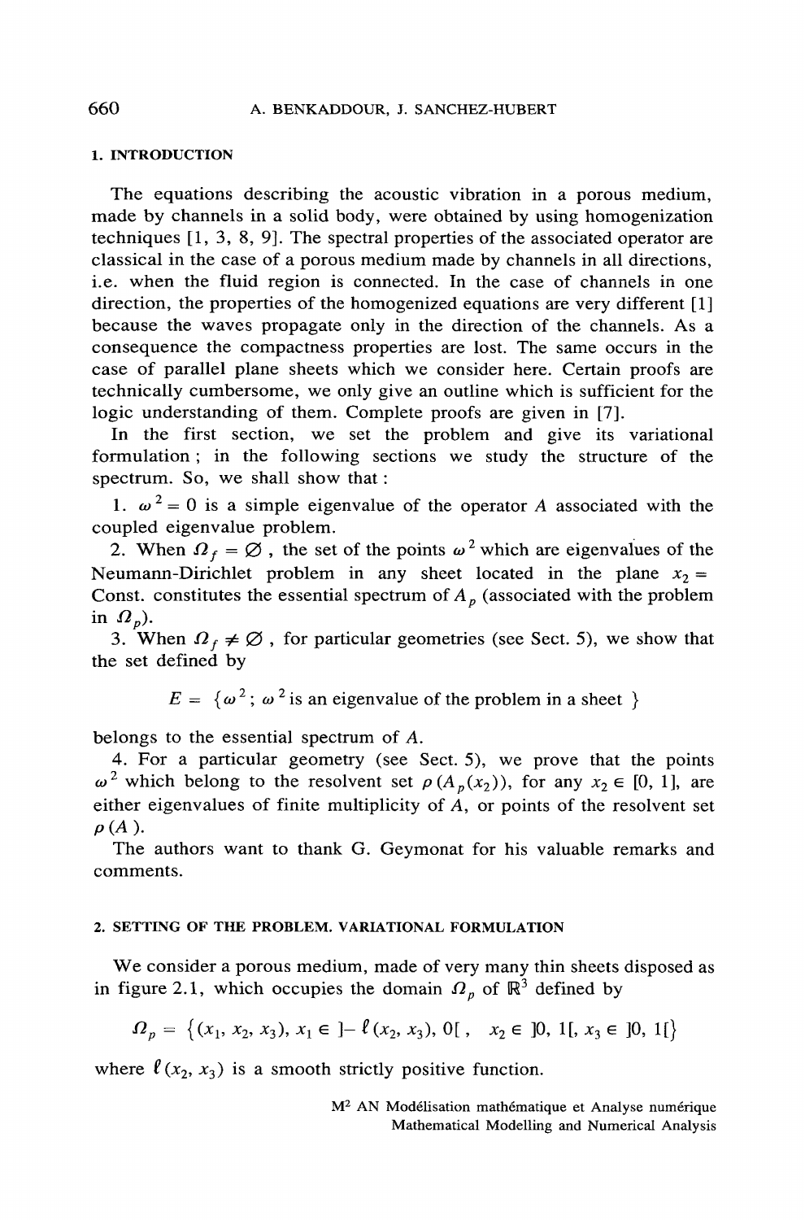## 1. INTRODUCTION

The equations describing the acoustic vibration in a porous medium, made by channels in a solid body, were obtained by using homogenization techniques [1, 3, 8, 9]. The spectral properties of the associated operator are classical in the case of a porous medium made by channels in all directions, i.e. when the fluid region is connected. In the case of channels in one direction, the properties of the homogenized equations are very different [1] because the waves propagate only in the direction of the channels. As a consequence the compactness properties are lost. The same occurs in the case of parallel plane sheets which we consider here. Certain proofs are technically cumbersome, we only give an outline which is sufficient for the logic understanding of them. Complete proofs are given in [7].

In the first section, we set the problem and give its variational formulation ; in the following sections we study the structure of the spectrum. So, we shall show that :

1. $\omega^2 = 0$ is a simple eigenvalue of the operator $A$ associated with the coupled eigenvalue problem.
2. When $\Omega_f = \emptyset$ , the set of the points $\omega^2$ which are eigenvalues of the Neumann-Dirichlet problem in any sheet located in the plane $x_2 =$ Const. constitutes the essential spectrum of $A_p$ (associated with the problem in $\Omega_p$).
3. When $\Omega_f \neq \emptyset$ , for particular geometries (see Sect. 5), we show that the set defined by

$$E = \{\omega^2 ; \omega^2 \text{ is an eigenvalue of the problem in a sheet } \}$$

belongs to the essential spectrum of $A$.

4. For a particular geometry (see Sect. 5), we prove that the points $\omega^2$ which belong to the resolvent set $\rho(A_p(x_2))$, for any $x_2 \in [0, 1]$, are either eigenvalues of finite multiplicity of $A$, or points of the resolvent set $\rho(A)$.

The authors want to thank G. Geymonat for his valuable remarks and comments.

## 2. SETTING OF THE PROBLEM. VARIATIONAL FORMULATION

We consider a porous medium, made of very many thin sheets disposed as in figure 2.1, which occupies the domain $\Omega_p$ of $\mathbb{R}^3$ defined by

$$\Omega_p = \{(x_1, x_2, x_3), x_1 \in ]-\ell(x_2, x_3), 0[ , \quad x_2 \in ]0, 1[, x_3 \in ]0, 1[\}$$

where $\ell(x_2, x_3)$ is a smooth strictly positive function.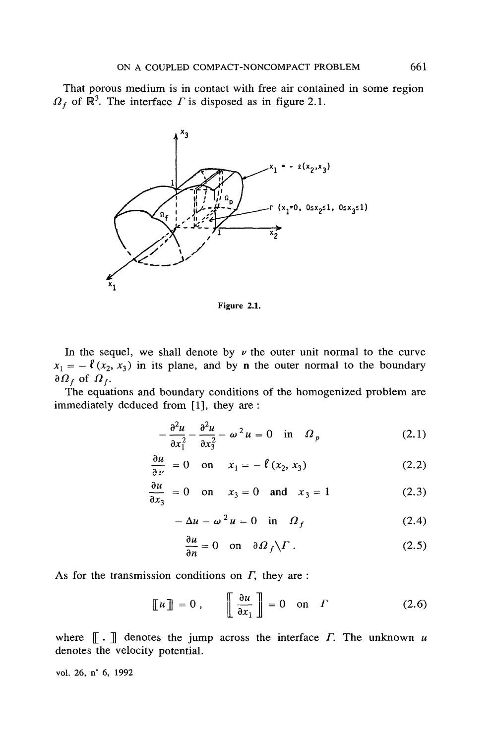That porous medium is in contact with free air contained in some region $\Omega_f$ of $\mathbb{R}^3$. The interface $\Gamma$ is disposed as in figure 2.1.

Figure 2.1.

In the sequel, we shall denote by $\nu$ the outer unit normal to the curve $x_1 = -\ell(x_2, x_3)$ in its plane, and by $\mathbf{n}$ the outer normal to the boundary $\partial\Omega_f$ of $\Omega_f$.

The equations and boundary conditions of the homogenized problem are immediately deduced from [1], they are :

$$-\frac{\partial^2 u}{\partial x_1^2} - \frac{\partial^2 u}{\partial x_3^2} - \omega^2 u = 0 \quad \text{in} \quad \Omega_p \tag{2.1}$$

$$\frac{\partial u}{\partial \nu} = 0 \quad \text{on} \quad x_1 = -\ell(x_2, x_3) \tag{2.2}$$

$$\frac{\partial u}{\partial x_3} = 0 \quad \text{on} \quad x_3 = 0 \quad \text{and} \quad x_3 = 1 \tag{2.3}$$

$$-\Delta u - \omega^2 u = 0 \quad \text{in} \quad \Omega_f \tag{2.4}$$

$$\frac{\partial u}{\partial n} = 0 \quad \text{on} \quad \partial\Omega_f \backslash \Gamma . \tag{2.5}$$

As for the transmission conditions on $\Gamma$, they are :

$$[\![ u ]\!] = 0 , \quad \left[\!\!\left[ \frac{\partial u}{\partial x_1} \right]\!\!\right] = 0 \quad \text{on} \quad \Gamma \tag{2.6}$$

where $[\![ \, . \, ]\!]$ denotes the jump across the interface $\Gamma$. The unknown $u$ denotes the velocity potential.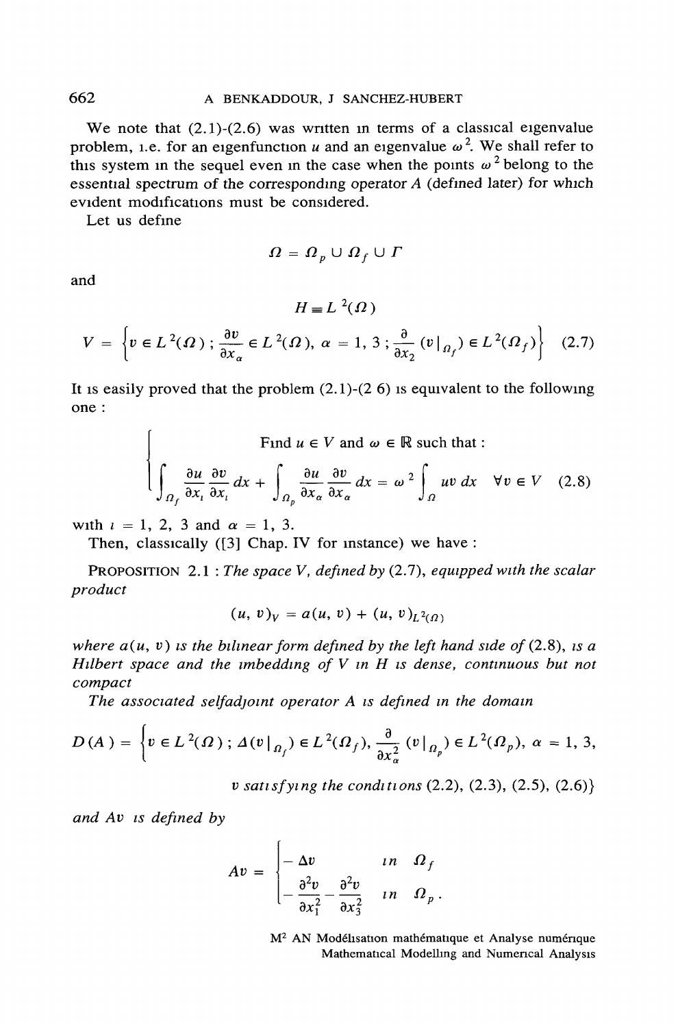We note that (2.1)-(2.6) was written in terms of a classical eigenvalue problem, i.e. for an eigenfunction $u$ and an eigenvalue $\omega^2$. We shall refer to this system in the sequel even in the case when the points $\omega^2$ belong to the essential spectrum of the corresponding operator $A$ (defined later) for which evident modifications must be considered.

Let us define

$$\Omega = \Omega_p \cup \Omega_f \cup \Gamma$$

and

$$H \equiv L^2(\Omega)$$

$$V = \left\{ v \in L^2(\Omega) \, ; \, \frac{\partial v}{\partial x_\alpha} \in L^2(\Omega), \; \alpha = 1, 3 \, ; \, \frac{\partial}{\partial x_2} (v|_{\Omega_f}) \in L^2(\Omega_f) \right\} \quad (2.7)$$

It is easily proved that the problem (2.1)-(2.6) is equivalent to the following one :

$$\left\{ \begin{array}{l} \text{Find } u \in V \text{ and } \omega \in \mathbb{R} \text{ such that :} \\ \displaystyle \int_{\Omega_f} \frac{\partial u}{\partial x_i} \frac{\partial v}{\partial x_i} \, dx + \int_{\Omega_p} \frac{\partial u}{\partial x_\alpha} \frac{\partial v}{\partial x_\alpha} \, dx = \omega^2 \int_\Omega uv \, dx \quad \forall v \in V \quad (2.8) \end{array} \right.$$

with $i = 1, 2, 3$ and $\alpha = 1, 3$.

Then, classically ([3] Chap. IV for instance) we have :

PROPOSITION 2.1 : *The space $V$, defined by (2.7), equipped with the scalar product*

$$(u, v)_V = a(u, v) + (u, v)_{L^2(\Omega)}$$

*where $a(u, v)$ is the bilinear form defined by the left hand side of (2.8), is a Hilbert space and the imbedding of $V$ in $H$ is dense, continuous but not compact*

*The associated selfadjoint operator $A$ is defined in the domain*

$$D(A) = \left\{ v \in L^2(\Omega) \, ; \, \Delta(v|_{\Omega_f}) \in L^2(\Omega_f), \, \frac{\partial}{\partial x_\alpha^2} (v|_{\Omega_p}) \in L^2(\Omega_p), \; \alpha = 1, 3, \right.$$

$$\left. v \textit{ satisfying the conditions } (2.2), (2.3), (2.5), (2.6) \right\}$$

*and $Av$ is defined by*

$$Av = \left\{ \begin{array}{ll} -\Delta v & \textit{in } \Omega_f \\ -\dfrac{\partial^2 v}{\partial x_1^2} - \dfrac{\partial^2 v}{\partial x_3^2} & \textit{in } \Omega_p . \end{array} \right.$$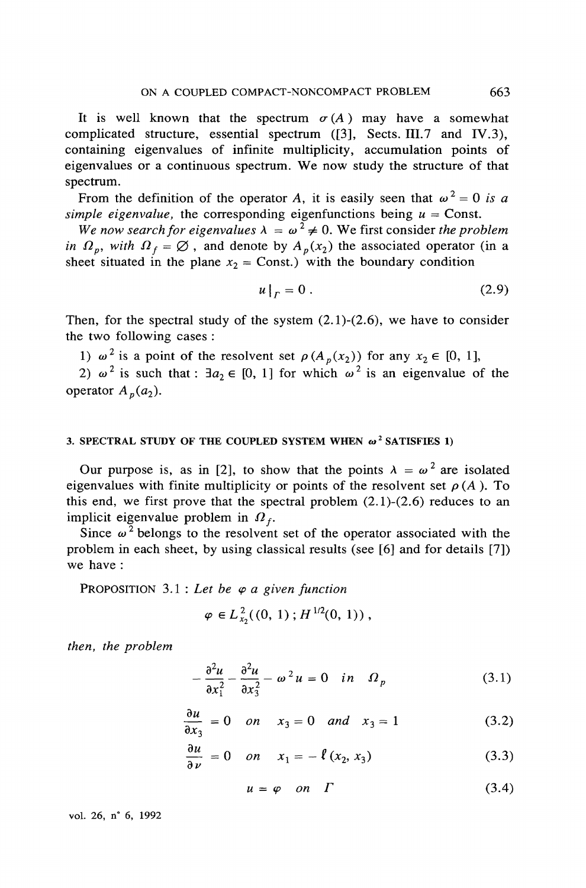It is well known that the spectrum $\sigma(A)$ may have a somewhat complicated structure, essential spectrum ([3], Sects. III.7 and IV.3), containing eigenvalues of infinite multiplicity, accumulation points of eigenvalues or a continuous spectrum. We now study the structure of that spectrum.

From the definition of the operator $A$, it is easily seen that $\omega^2 = 0$ *is a simple eigenvalue*, the corresponding eigenfunctions being $u = \text{Const.}$

*We now search for eigenvalues* $\lambda = \omega^2 \neq 0$. We first consider *the problem in* $\Omega_p$, *with* $\Omega_f = \varnothing$, and denote by $A_p(x_2)$ the associated operator (in a sheet situated in the plane $x_2 = \text{Const.}$) with the boundary condition

$$u|_{\Gamma} = 0 . \tag{2.9}$$

Then, for the spectral study of the system (2.1)-(2.6), we have to consider the two following cases :

1) $\omega^2$ is a point of the resolvent set $\rho(A_p(x_2))$ for any $x_2 \in [0, 1]$,

2) $\omega^2$ is such that : $\exists a_2 \in [0, 1]$ for which $\omega^2$ is an eigenvalue of the operator $A_p(a_2)$.

### 3. SPECTRAL STUDY OF THE COUPLED SYSTEM WHEN $\omega^2$ SATISFIES 1)

Our purpose is, as in [2], to show that the points $\lambda = \omega^2$ are isolated eigenvalues with finite multiplicity or points of the resolvent set $\rho(A)$. To this end, we first prove that the spectral problem (2.1)-(2.6) reduces to an implicit eigenvalue problem in $\Omega_f$.

Since $\omega^2$ belongs to the resolvent set of the operator associated with the problem in each sheet, by using classical results (see [6] and for details [7]) we have :

PROPOSITION 3.1 : *Let be* $\varphi$ *a given function*

$$\varphi \in L^2_{x_2}((0, 1) ; H^{1/2}(0, 1)) ,$$

*then, the problem*

$$-\frac{\partial^2 u}{\partial x_1^2} - \frac{\partial^2 u}{\partial x_3^2} - \omega^2 u = 0 \quad in \quad \Omega_p \tag{3.1}$$

$$\frac{\partial u}{\partial x_3} = 0 \quad on \quad x_3 = 0 \quad and \quad x_3 = 1 \tag{3.2}$$

$$\frac{\partial u}{\partial \nu} = 0 \quad on \quad x_1 = -\ell(x_2, x_3) \tag{3.3}$$

$$u = \varphi \quad on \quad \Gamma \tag{3.4}$$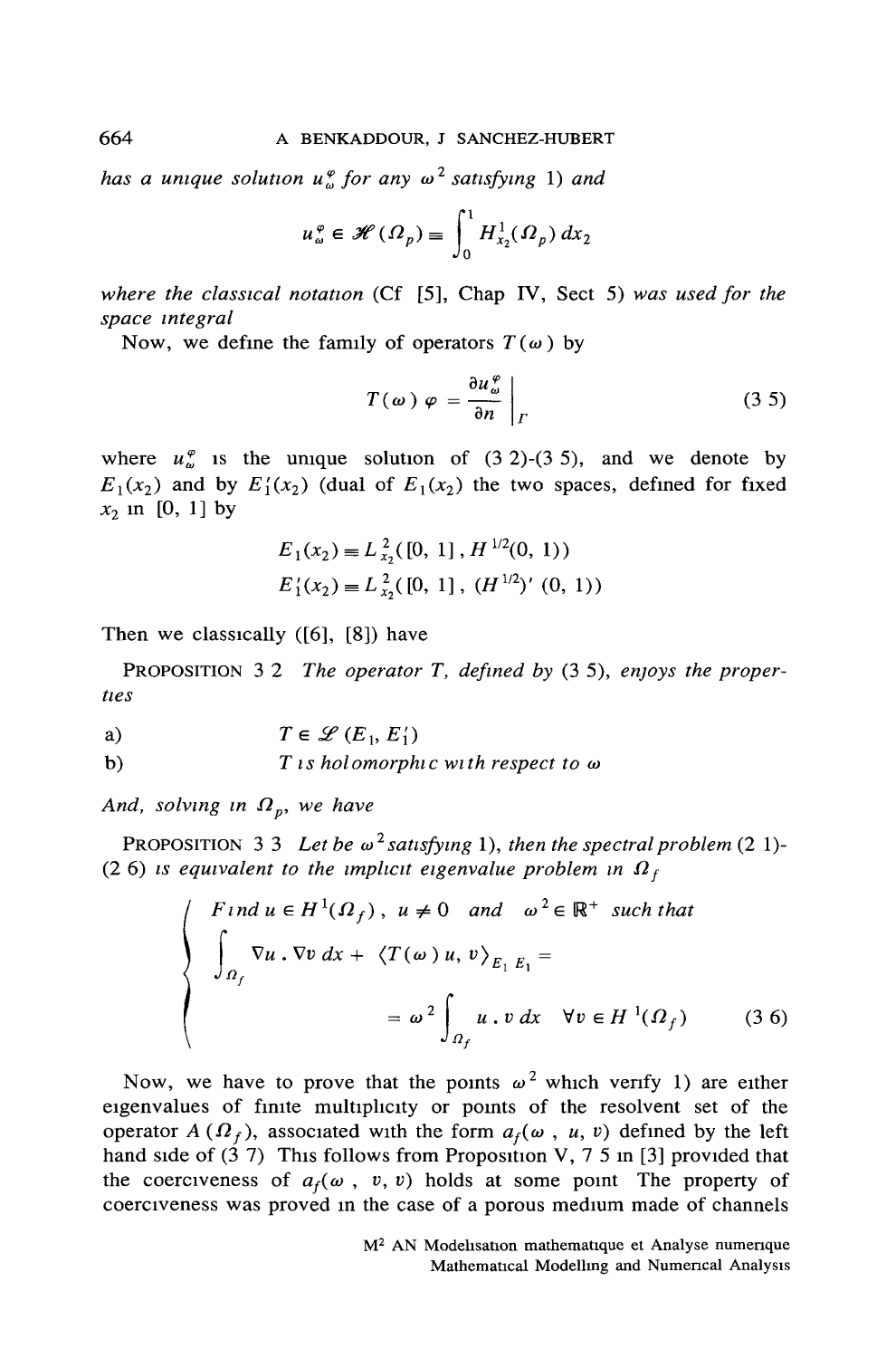*has a unique solution $u_\omega^\varphi$ for any $\omega^2$ satisfying* 1) *and*

$$u_\omega^\varphi \in \mathscr{H}(\Omega_p) \equiv \int_0^1 H^1_{x_2}(\Omega_p)\, dx_2$$

*where the classical notation* (Cf [5], Chap IV, Sect 5) *was used for the space integral*

Now, we define the family of operators $T(\omega)$ by

$$T(\omega)\,\varphi = \left.\frac{\partial u_\omega^\varphi}{\partial n}\right|_\Gamma \tag{3 5}$$

where $u_\omega^\varphi$ is the unique solution of (3 2)-(3 5), and we denote by $E_1(x_2)$ and by $E_1'(x_2)$ (dual of $E_1(x_2)$ the two spaces, defined for fixed $x_2$ in [0, 1] by

$$E_1(x_2) \equiv L^2_{x_2}([0, 1], H^{1/2}(0, 1))$$
$$E_1'(x_2) \equiv L^2_{x_2}([0, 1], (H^{1/2})'(0, 1))$$

Then we classically ([6], [8]) have

PROPOSITION 3 2 *The operator $T$, defined by* (3 5), *enjoys the properties*

a) $T \in \mathscr{L}(E_1, E_1')$

b) *$T$ is holomorphic with respect to $\omega$*

*And, solving in $\Omega_p$, we have*

PROPOSITION 3 3 *Let be $\omega^2$ satisfying* 1), *then the spectral problem* (2 1)-(2 6) *is equivalent to the implicit eigenvalue problem in $\Omega_f$*

$$\left\{\begin{aligned} &\text{Find } u \in H^1(\Omega_f),\ u \neq 0 \text{ and } \omega^2 \in \mathbb{R}^+ \text{ such that} \\ &\int_{\Omega_f} \nabla u \,.\, \nabla v\, dx + \langle T(\omega)\, u, v\rangle_{E_1' E_1} = \\ &\qquad = \omega^2 \int_{\Omega_f} u \,.\, v\, dx \quad \forall v \in H^1(\Omega_f) \end{aligned}\right. \tag{3 6}$$

Now, we have to prove that the points $\omega^2$ which verify 1) are either eigenvalues of finite multiplicity or points of the resolvent set of the operator $A(\Omega_f)$, associated with the form $a_f(\omega, u, v)$ defined by the left hand side of (3 7) This follows from Proposition V, 7 5 in [3] provided that the coerciveness of $a_f(\omega, v, v)$ holds at some point The property of coerciveness was proved in the case of a porous medium made of channels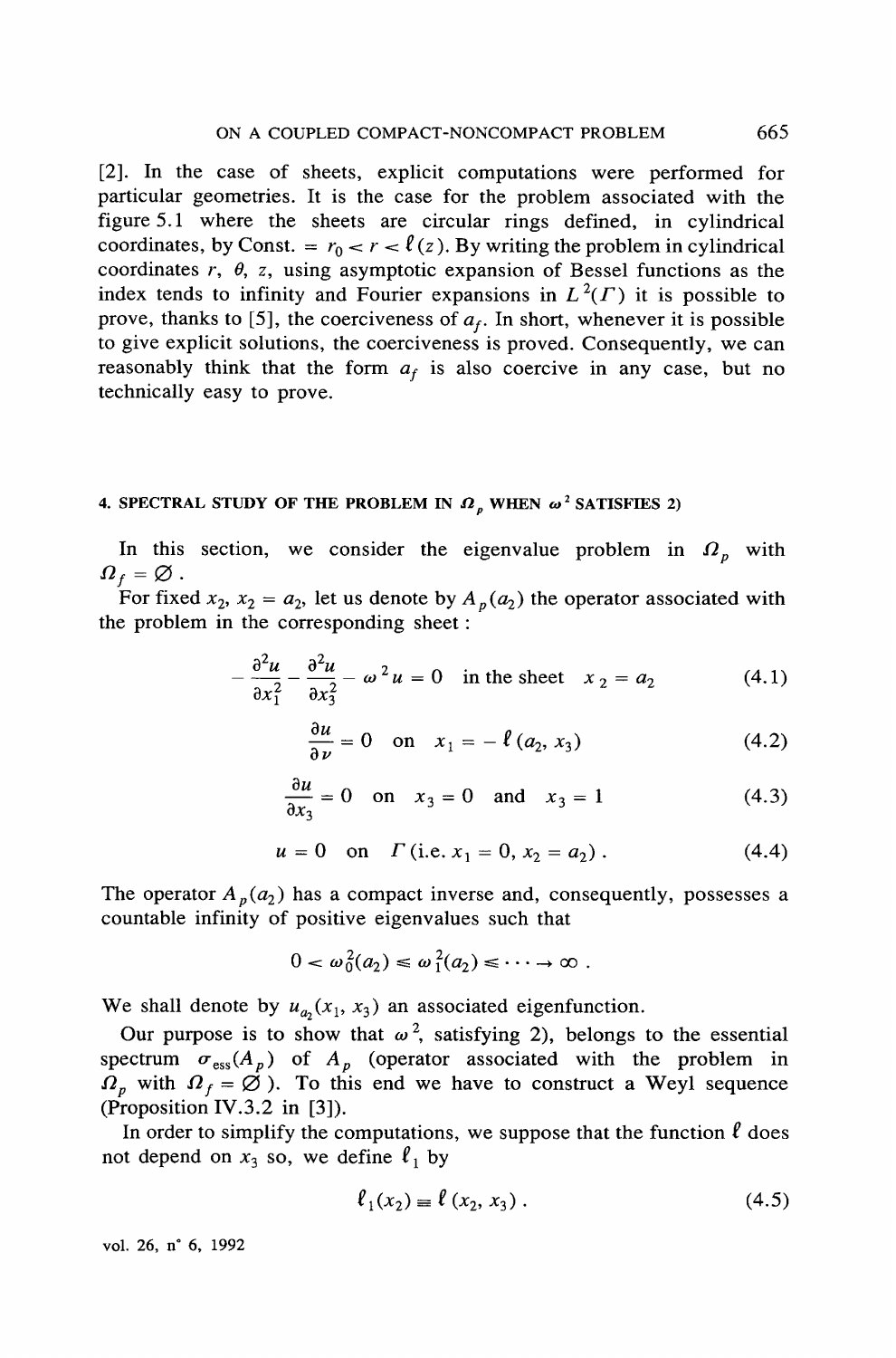[2]. In the case of sheets, explicit computations were performed for particular geometries. It is the case for the problem associated with the figure 5.1 where the sheets are circular rings defined, in cylindrical coordinates, by Const. $= r_0 < r < \ell(z)$. By writing the problem in cylindrical coordinates $r$, $\theta$, $z$, using asymptotic expansion of Bessel functions as the index tends to infinity and Fourier expansions in $L^2(\Gamma)$ it is possible to prove, thanks to [5], the coerciveness of $a_f$. In short, whenever it is possible to give explicit solutions, the coerciveness is proved. Consequently, we can reasonably think that the form $a_f$ is also coercive in any case, but no technically easy to prove.

## 4. SPECTRAL STUDY OF THE PROBLEM IN $\Omega_p$ WHEN $\omega^2$ SATISFIES 2)

In this section, we consider the eigenvalue problem in $\Omega_p$ with $\Omega_f = \varnothing$.

For fixed $x_2$, $x_2 = a_2$, let us denote by $A_p(a_2)$ the operator associated with the problem in the corresponding sheet :

$$-\frac{\partial^2 u}{\partial x_1^2} - \frac{\partial^2 u}{\partial x_3^2} - \omega^2 u = 0 \quad \text{in the sheet} \quad x_2 = a_2 \tag{4.1}$$

$$\frac{\partial u}{\partial \nu} = 0 \quad \text{on} \quad x_1 = -\ell(a_2, x_3) \tag{4.2}$$

$$\frac{\partial u}{\partial x_3} = 0 \quad \text{on} \quad x_3 = 0 \quad \text{and} \quad x_3 = 1 \tag{4.3}$$

$$u = 0 \quad \text{on} \quad \Gamma \,(\text{i.e. } x_1 = 0,\, x_2 = a_2)\,. \tag{4.4}$$

The operator $A_p(a_2)$ has a compact inverse and, consequently, possesses a countable infinity of positive eigenvalues such that

$$0 < \omega_0^2(a_2) \leqslant \omega_1^2(a_2) \leqslant \cdots \to \infty\,.$$

We shall denote by $u_{a_2}(x_1, x_3)$ an associated eigenfunction.

Our purpose is to show that $\omega^2$, satisfying 2), belongs to the essential spectrum $\sigma_{\text{ess}}(A_p)$ of $A_p$ (operator associated with the problem in $\Omega_p$ with $\Omega_f = \varnothing$). To this end we have to construct a Weyl sequence (Proposition IV.3.2 in [3]).

In order to simplify the computations, we suppose that the function $\ell$ does not depend on $x_3$ so, we define $\ell_1$ by

$$\ell_1(x_2) \equiv \ell(x_2, x_3)\,. \tag{4.5}$$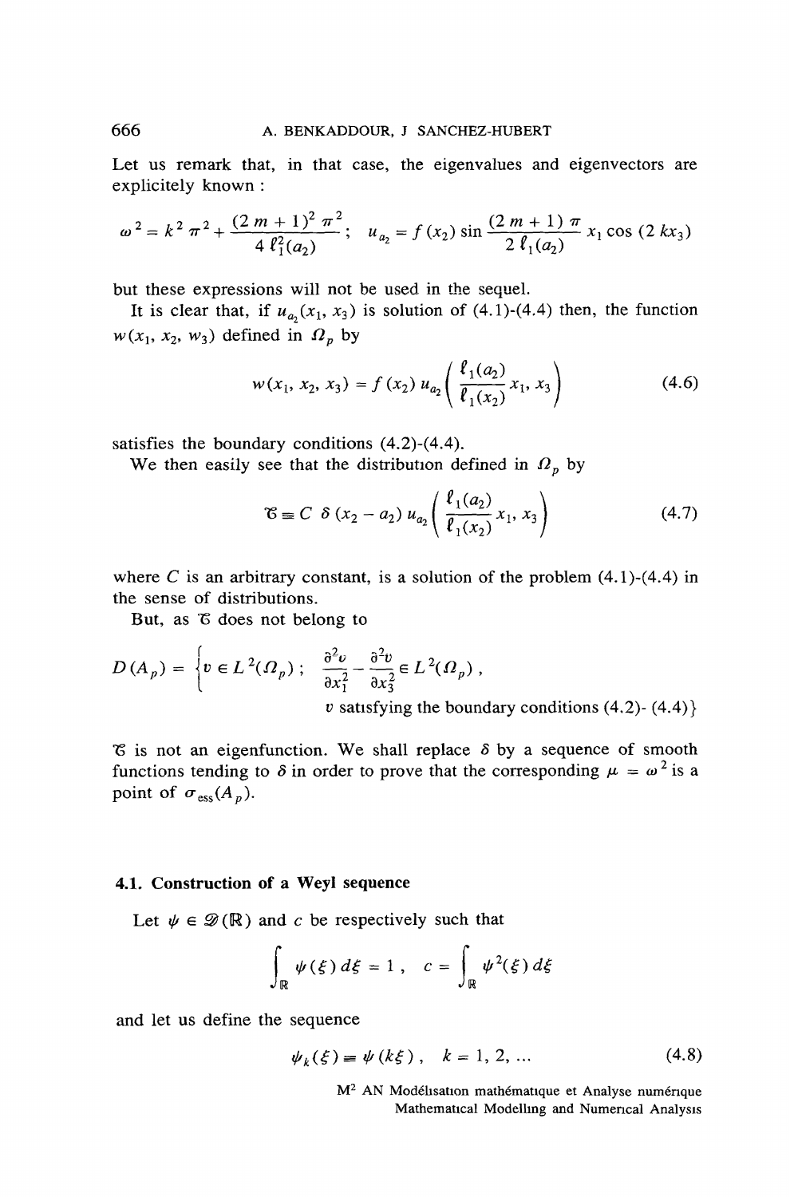Let us remark that, in that case, the eigenvalues and eigenvectors are explicitly known :

$$\omega^2 = k^2 \pi^2 + \frac{(2m+1)^2 \pi^2}{4 \ell_1^2(a_2)} ; \quad u_{a_2} = f(x_2) \sin \frac{(2m+1)\pi}{2 \ell_1(a_2)} x_1 \cos(2 k x_3)$$

but these expressions will not be used in the sequel.

It is clear that, if $u_{a_2}(x_1, x_3)$ is solution of (4.1)-(4.4) then, the function $w(x_1, x_2, w_3)$ defined in $\Omega_p$ by

$$w(x_1, x_2, x_3) = f(x_2)\, u_{a_2}\left( \frac{\ell_1(a_2)}{\ell_1(x_2)} x_1, x_3 \right) \tag{4.6}$$

satisfies the boundary conditions (4.2)-(4.4).

We then easily see that the distribution defined in $\Omega_p$ by

$$\mathscr{C} \equiv C\, \delta(x_2 - a_2)\, u_{a_2}\left( \frac{\ell_1(a_2)}{\ell_1(x_2)} x_1, x_3 \right) \tag{4.7}$$

where $C$ is an arbitrary constant, is a solution of the problem (4.1)-(4.4) in the sense of distributions.

But, as $\mathscr{C}$ does not belong to

$$D(A_p) = \left\{ v \in L^2(\Omega_p) ; \quad \frac{\partial^2 v}{\partial x_1^2} - \frac{\partial^2 v}{\partial x_3^2} \in L^2(\Omega_p), \right.$$
$$\left. v \text{ satisfying the boundary conditions (4.2)- (4.4)} \right\}$$

$\mathscr{C}$ is not an eigenfunction. We shall replace $\delta$ by a sequence of smooth functions tending to $\delta$ in order to prove that the corresponding $\mu = \omega^2$ is a point of $\sigma_{\text{ess}}(A_p)$.

### 4.1. Construction of a Weyl sequence

Let $\psi \in \mathscr{D}(\mathbb{R})$ and $c$ be respectively such that

$$\int_{\mathbb{R}} \psi(\xi)\, d\xi = 1 , \quad c = \int_{\mathbb{R}} \psi^2(\xi)\, d\xi$$

and let us define the sequence

$$\psi_k(\xi) \equiv \psi(k\xi) , \quad k = 1, 2, \ldots \tag{4.8}$$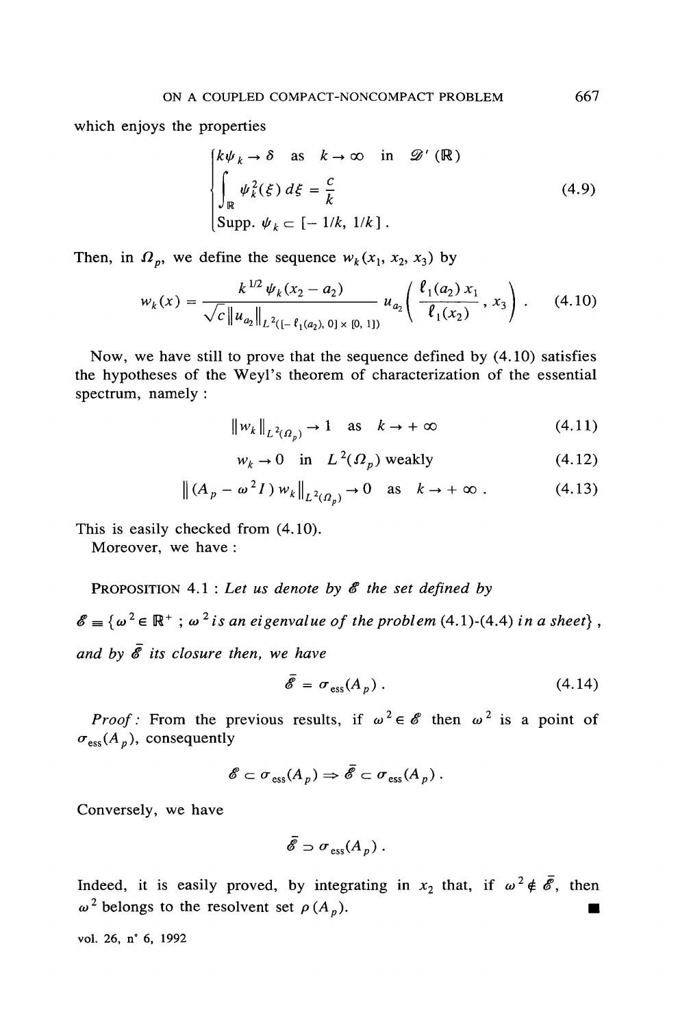which enjoys the properties

$$\begin{cases} k\psi_k \to \delta \quad \text{as} \quad k \to \infty \quad \text{in} \quad \mathscr{D}'(\mathbb{R}) \\ \displaystyle\int_{\mathbb{R}} \psi_k^2(\xi)\, d\xi = \frac{c}{k} \\ \text{Supp. } \psi_k \subset [-1/k, 1/k]\,. \end{cases} \tag{4.9}$$

Then, in $\Omega_p$, we define the sequence $w_k(x_1, x_2, x_3)$ by

$$w_k(x) = \frac{k^{1/2}\, \psi_k(x_2 - a_2)}{\sqrt{c}\, \|u_{a_2}\|_{L^2([-\ell_1(a_2), 0] \times [0, 1])}}\; u_{a_2}\left( \frac{\ell_1(a_2)\, x_1}{\ell_1(x_2)}, x_3 \right). \tag{4.10}$$

Now, we have still to prove that the sequence defined by (4.10) satisfies the hypotheses of the Weyl's theorem of characterization of the essential spectrum, namely :

$$\|w_k\|_{L^2(\Omega_p)} \to 1 \quad \text{as} \quad k \to +\infty \tag{4.11}$$

$$w_k \to 0 \quad \text{in} \quad L^2(\Omega_p) \text{ weakly} \tag{4.12}$$

$$\|(A_p - \omega^2 I)\, w_k\|_{L^2(\Omega_p)} \to 0 \quad \text{as} \quad k \to +\infty\,. \tag{4.13}$$

This is easily checked from (4.10).

Moreover, we have :

PROPOSITION 4.1 : *Let us denote by $\mathscr{E}$ the set defined by*

$\mathscr{E} \equiv \{\omega^2 \in \mathbb{R}^+ \;;\; \omega^2$ *is an eigenvalue of the problem* (4.1)-(4.4) *in a sheet*$\}$,

*and by $\bar{\mathscr{E}}$ its closure then, we have*

$$\bar{\mathscr{E}} = \sigma_{\text{ess}}(A_p)\,. \tag{4.14}$$

*Proof :* From the previous results, if $\omega^2 \in \mathscr{E}$ then $\omega^2$ is a point of $\sigma_{\text{ess}}(A_p)$, consequently

$$\mathscr{E} \subset \sigma_{\text{ess}}(A_p) \Rightarrow \bar{\mathscr{E}} \subset \sigma_{\text{ess}}(A_p)\,.$$

Conversely, we have

$$\bar{\mathscr{E}} \supset \sigma_{\text{ess}}(A_p)\,.$$

Indeed, it is easily proved, by integrating in $x_2$ that, if $\omega^2 \notin \bar{\mathscr{E}}$, then $\omega^2$ belongs to the resolvent set $\rho(A_p)$. ∎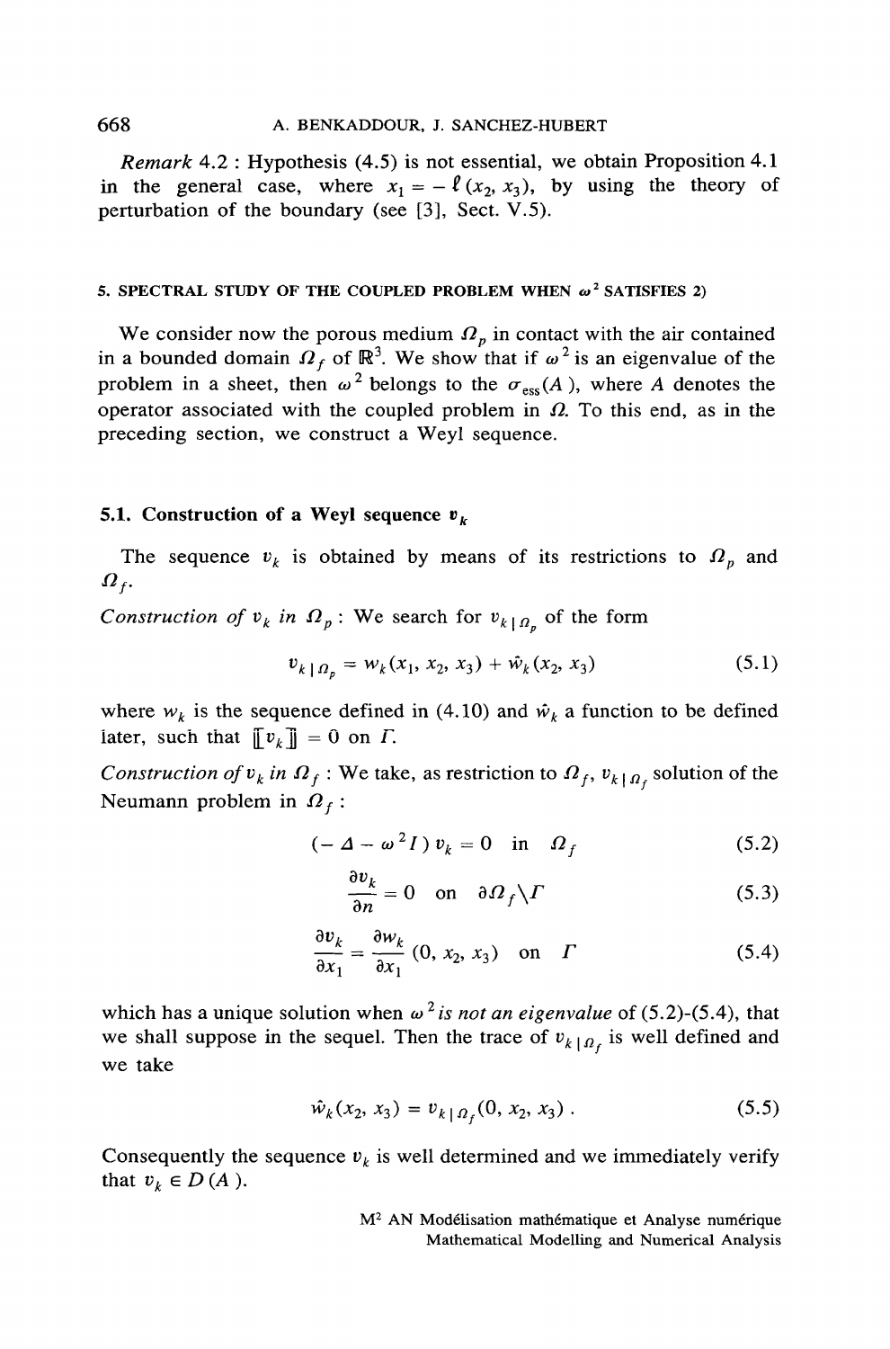*Remark* 4.2 : Hypothesis (4.5) is not essential, we obtain Proposition 4.1 in the general case, where $x_1 = -\ell(x_2, x_3)$, by using the theory of perturbation of the boundary (see [3], Sect. V.5).

## 5. SPECTRAL STUDY OF THE COUPLED PROBLEM WHEN $\omega^2$ SATISFIES 2)

We consider now the porous medium $\Omega_p$ in contact with the air contained in a bounded domain $\Omega_f$ of $\mathbb{R}^3$. We show that if $\omega^2$ is an eigenvalue of the problem in a sheet, then $\omega^2$ belongs to the $\sigma_{\text{ess}}(A)$, where $A$ denotes the operator associated with the coupled problem in $\Omega$. To this end, as in the preceding section, we construct a Weyl sequence.

### 5.1. Construction of a Weyl sequence $\mathbf{v}_k$

The sequence $v_k$ is obtained by means of its restrictions to $\Omega_p$ and $\Omega_f$.

*Construction of $v_k$ in $\Omega_p$* : We search for $v_{k \mid \Omega_p}$ of the form

$$v_{k \mid \Omega_p} = w_k(x_1, x_2, x_3) + \hat{w}_k(x_2, x_3) \tag{5.1}$$

where $w_k$ is the sequence defined in (4.10) and $\hat{w}_k$ a function to be defined later, such that $[\![ v_k ]\!] = 0$ on $\Gamma$.

*Construction of $v_k$ in $\Omega_f$* : We take, as restriction to $\Omega_f$, $v_{k \mid \Omega_f}$ solution of the Neumann problem in $\Omega_f$ :

$$(-\Delta - \omega^2 I)\, v_k = 0 \quad \text{in} \quad \Omega_f \tag{5.2}$$

$$\frac{\partial v_k}{\partial n} = 0 \quad \text{on} \quad \partial\Omega_f \backslash \Gamma \tag{5.3}$$

$$\frac{\partial v_k}{\partial x_1} = \frac{\partial w_k}{\partial x_1}(0, x_2, x_3) \quad \text{on} \quad \Gamma \tag{5.4}$$

which has a unique solution when $\omega^2$ *is not an eigenvalue* of (5.2)-(5.4), that we shall suppose in the sequel. Then the trace of $v_{k \mid \Omega_f}$ is well defined and we take

$$\hat{w}_k(x_2, x_3) = v_{k \mid \Omega_f}(0, x_2, x_3)\,. \tag{5.5}$$

Consequently the sequence $v_k$ is well determined and we immediately verify that $v_k \in D(A)$.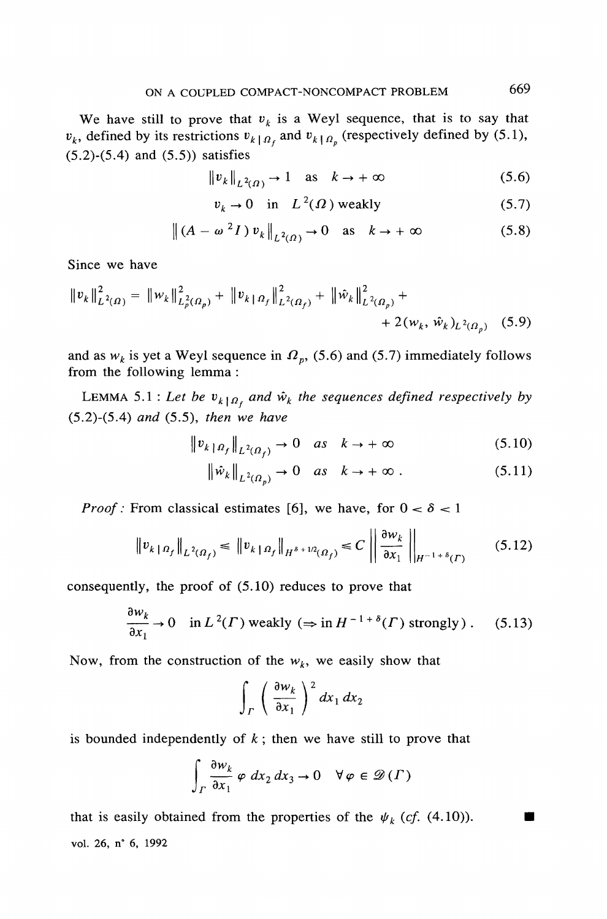We have still to prove that $v_k$ is a Weyl sequence, that is to say that $v_k$, defined by its restrictions $v_{k\,|\,\Omega_f}$ and $v_{k\,|\,\Omega_p}$ (respectively defined by (5.1), (5.2)-(5.4) and (5.5)) satisfies

$$\|v_k\|_{L^2(\Omega)} \to 1 \quad \text{as} \quad k \to +\infty \tag{5.6}$$

$$v_k \to 0 \quad \text{in} \quad L^2(\Omega) \text{ weakly} \tag{5.7}$$

$$\|(A - \omega^2 I)\, v_k\|_{L^2(\Omega)} \to 0 \quad \text{as} \quad k \to +\infty \tag{5.8}$$

Since we have

$$\|v_k\|^2_{L^2(\Omega)} = \|w_k\|^2_{L^2_p(\Omega_p)} + \|v_{k\,|\,\Omega_f}\|^2_{L^2(\Omega_f)} + \|\hat{w}_k\|^2_{L^2(\Omega_p)} + \\ + 2(w_k, \hat{w}_k)_{L^2(\Omega_p)} \tag{5.9}$$

and as $w_k$ is yet a Weyl sequence in $\Omega_p$, (5.6) and (5.7) immediately follows from the following lemma :

LEMMA 5.1 : *Let be $v_{k\,|\,\Omega_f}$ and $\hat{w}_k$ the sequences defined respectively by (5.2)-(5.4) and (5.5), then we have*

$$\|v_{k\,|\,\Omega_f}\|_{L^2(\Omega_f)} \to 0 \quad \text{as} \quad k \to +\infty \tag{5.10}$$

$$\|\hat{w}_k\|_{L^2(\Omega_p)} \to 0 \quad \text{as} \quad k \to +\infty\,. \tag{5.11}$$

*Proof :* From classical estimates [6], we have, for $0 < \delta < 1$

$$\|v_{k\,|\,\Omega_f}\|_{L^2(\Omega_f)} \leq \|v_{k\,|\,\Omega_f}\|_{H^{\delta + 1/2}(\Omega_f)} \leq C \left\| \frac{\partial w_k}{\partial x_1} \right\|_{H^{-1+\delta}(\Gamma)} \tag{5.12}$$

consequently, the proof of (5.10) reduces to prove that

$$\frac{\partial w_k}{\partial x_1} \to 0 \quad \text{in } L^2(\Gamma) \text{ weakly } (\Rightarrow \text{in } H^{-1+\delta}(\Gamma) \text{ strongly})\,. \tag{5.13}$$

Now, from the construction of the $w_k$, we easily show that

$$\int_\Gamma \left( \frac{\partial w_k}{\partial x_1} \right)^2 dx_1\, dx_2$$

is bounded independently of $k$ ; then we have still to prove that

$$\int_\Gamma \frac{\partial w_k}{\partial x_1}\, \varphi\, dx_2\, dx_3 \to 0 \quad \forall \varphi \in \mathscr{D}(\Gamma)$$

that is easily obtained from the properties of the $\psi_k$ (*cf.* (4.10)). ∎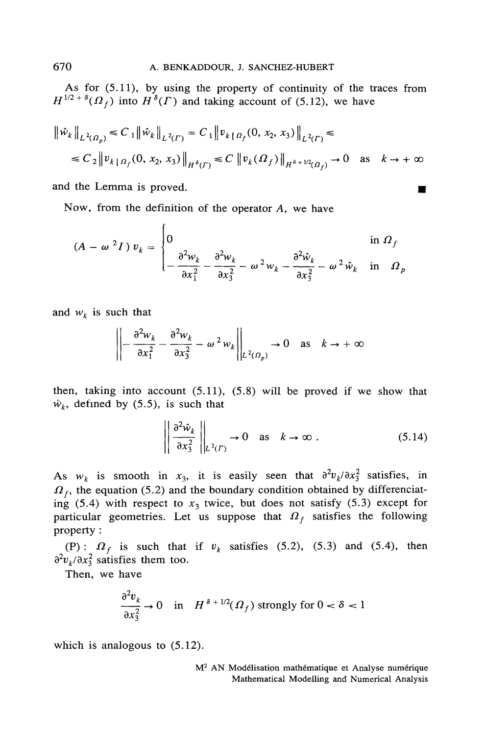As for (5.11), by using the property of continuity of the traces from $H^{1/2+\delta}(\Omega_f)$ into $H^{\delta}(\Gamma)$ and taking account of (5.12), we have

$$\|\hat{w}_k\|_{L^2(\Omega_p)} \leq C_1 \|\hat{w}_k\|_{L^2(\Gamma)} = C_1 \left\| v_{k\,|\,\Omega_f}(0, x_2, x_3) \right\|_{L^2(\Gamma)} \leq$$

$$\leq C_2 \left\| v_{k\,|\,\Omega_f}(0, x_2, x_3) \right\|_{H^{\delta}(\Gamma)} \leq C \left\| v_k(\Omega_f) \right\|_{H^{\delta+1/2}(\Omega_f)} \to 0 \quad \text{as} \quad k \to +\infty$$

and the Lemma is proved. ∎

Now, from the definition of the operator $A$, we have

$$(A - \omega^2 I)\, v_k = \begin{cases} 0 & \text{in } \Omega_f \\ -\dfrac{\partial^2 w_k}{\partial x_1^2} - \dfrac{\partial^2 w_k}{\partial x_3^2} - \omega^2 w_k - \dfrac{\partial^2 \hat{w}_k}{\partial x_3^2} - \omega^2 \hat{w}_k & \text{in } \Omega_p \end{cases}$$

and $w_k$ is such that

$$\left\| -\frac{\partial^2 w_k}{\partial x_1^2} - \frac{\partial^2 w_k}{\partial x_3^2} - \omega^2 w_k \right\|_{L^2(\Omega_p)} \to 0 \quad \text{as} \quad k \to +\infty$$

then, taking into account (5.11), (5.8) will be proved if we show that $\hat{w}_k$, defined by (5.5), is such that

$$\left\| \frac{\partial^2 \hat{w}_k}{\partial x_3^2} \right\|_{L^2(\Gamma)} \to 0 \quad \text{as} \quad k \to \infty\,. \tag{5.14}$$

As $w_k$ is smooth in $x_3$, it is easily seen that $\partial^2 v_k / \partial x_3^2$ satisfies, in $\Omega_f$, the equation (5.2) and the boundary condition obtained by differenciating (5.4) with respect to $x_3$ twice, but does not satisfy (5.3) except for particular geometries. Let us suppose that $\Omega_f$ satisfies the following property :

(P) : $\Omega_f$ is such that if $v_k$ satisfies (5.2), (5.3) and (5.4), then $\partial^2 v_k / \partial x_3^2$ satisfies them too.

Then, we have

$$\frac{\partial^2 v_k}{\partial x_3^2} \to 0 \quad \text{in} \quad H^{\delta+1/2}(\Omega_f) \text{ strongly for } 0 < \delta < 1$$

which is analogous to (5.12).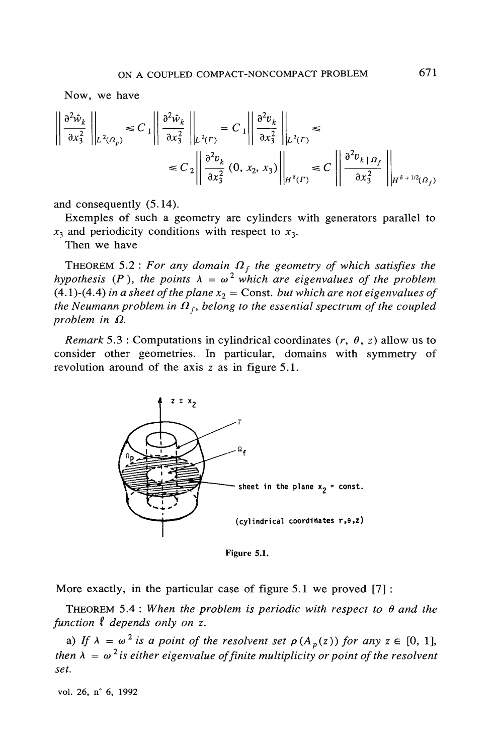Now, we have

$$\left\| \frac{\partial^2 \hat{w}_k}{\partial x_3^2} \right\|_{L^2(\Omega_p)} \leq C_1 \left\| \frac{\partial^2 \hat{w}_k}{\partial x_3^2} \right\|_{L^2(\Gamma)} = C_1 \left\| \frac{\partial^2 v_k}{\partial x_3^2} \right\|_{L^2(\Gamma)} \leq$$

$$\leq C_2 \left\| \frac{\partial^2 v_k}{\partial x_3^2} (0, x_2, x_3) \right\|_{H^{\delta}(\Gamma)} \leq C \left\| \frac{\partial^2 v_{k \mid \Omega_f}}{\partial x_3^2} \right\|_{H^{\delta + 1/2}(\Omega_f)}$$

and consequently (5.14).

Exemples of such a geometry are cylinders with generators parallel to $x_3$ and periodicity conditions with respect to $x_3$.

Then we have

THEOREM 5.2 : *For any domain $\Omega_f$ the geometry of which satisfies the hypothesis (P), the points $\lambda = \omega^2$ which are eigenvalues of the problem (4.1)-(4.4) in a sheet of the plane $x_2 =$ Const. but which are not eigenvalues of the Neumann problem in $\Omega_f$, belong to the essential spectrum of the coupled problem in $\Omega$.*

*Remark* 5.3 : Computations in cylindrical coordinates $(r, \theta, z)$ allow us to consider other geometries. In particular, domains with symmetry of revolution around of the axis $z$ as in figure 5.1.

Figure 5.1.

More exactly, in the particular case of figure 5.1 we proved [7] :

THEOREM 5.4 : *When the problem is periodic with respect to $\theta$ and the function $\ell$ depends only on $z$.*

a) *If $\lambda = \omega^2$ is a point of the resolvent set $\rho(A_p(z))$ for any $z \in [0, 1]$, then $\lambda = \omega^2$ is either eigenvalue of finite multiplicity or point of the resolvent set.*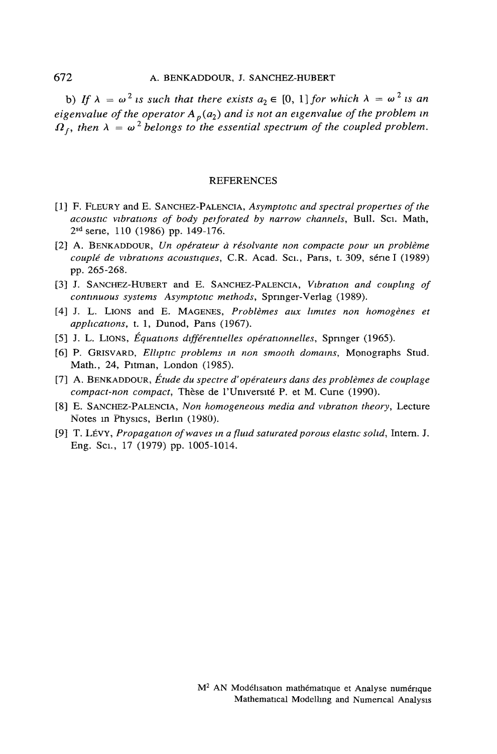b) *If $\lambda = \omega^2$ is such that there exists $a_2 \in [0, 1]$ for which $\lambda = \omega^2$ is an eigenvalue of the operator $A_p(a_2)$ and is not an eigenvalue of the problem in $\Omega_f$, then $\lambda = \omega^2$ belongs to the essential spectrum of the coupled problem.*

## REFERENCES

[1] F. FLEURY and E. SANCHEZ-PALENCIA, *Asymptotic and spectral properties of the acoustic vibrations of body perforated by narrow channels*, Bull. Sci. Math, 2sd serie, 110 (1986) pp. 149-176.

[2] A. BENKADDOUR, *Un opérateur à résolvante non compacte pour un problème couplé de vibrations acoustiques*, C.R. Acad. Sci., Paris, t. 309, série I (1989) pp. 265-268.

[3] J. SANCHEZ-HUBERT and E. SANCHEZ-PALENCIA, *Vibration and coupling of continuous systems Asymptotic methods*, Springer-Verlag (1989).

[4] J. L. LIONS and E. MAGENES, *Problèmes aux limites non homogènes et applications*, t. 1, Dunod, Paris (1967).

[5] J. L. LIONS, *Équations différentielles opérationnelles*, Springer (1965).

[6] P. GRISVARD, *Elliptic problems in non smooth domains*, Monographs Stud. Math., 24, Pitman, London (1985).

[7] A. BENKADDOUR, *Étude du spectre d'opérateurs dans des problèmes de couplage compact-non compact*, Thèse de l'Université P. et M. Curie (1990).

[8] E. SANCHEZ-PALENCIA, *Non homogeneous media and vibration theory*, Lecture Notes in Physics, Berlin (1980).

[9] T. LÉVY, *Propagation of waves in a fluid saturated porous elastic solid*, Intern. J. Eng. Sci., 17 (1979) pp. 1005-1014.